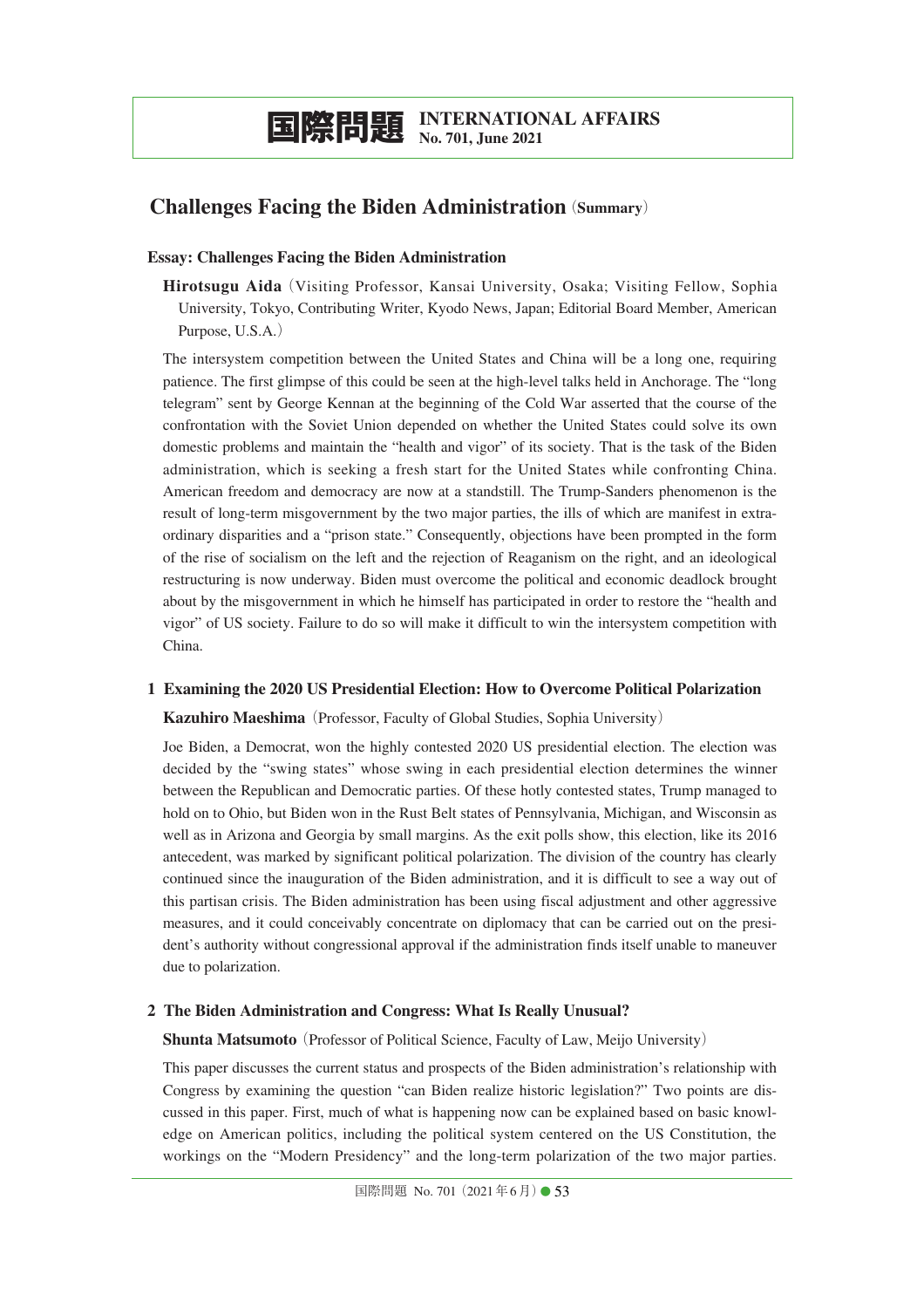# 国際問題 INTERNATIONAL AFFAIRS No. 701, June 2021

## Challenges Facing the Biden Administration (Summary)

### Essay: Challenges Facing the Biden Administration

**Hirotsugu Aida** (Visiting Professor, Kansai University, Osaka; Visiting Fellow, Sophia University, Tokyo, Contributing Writer, Kyodo News, Japan; Editorial Board Member, American Purpose, U.S.A.)

The intersystem competition between the United States and China will be a long one, requiring patience. The first glimpse of this could be seen at the high-level talks held in Anchorage. The "long telegram" sent by George Kennan at the beginning of the Cold War asserted that the course of the confrontation with the Soviet Union depended on whether the United States could solve its own domestic problems and maintain the "health and vigor" of its society. That is the task of the Biden administration, which is seeking a fresh start for the United States while confronting China. American freedom and democracy are now at a standstill. The Trump-Sanders phenomenon is the result of long-term misgovernment by the two major parties, the ills of which are manifest in extraordinary disparities and a "prison state." Consequently, objections have been prompted in the form of the rise of socialism on the left and the rejection of Reaganism on the right, and an ideological restructuring is now underway. Biden must overcome the political and economic deadlock brought about by the misgovernment in which he himself has participated in order to restore the "health and vigor" of US society. Failure to do so will make it difficult to win the intersystem competition with China.

### 1 Examining the 2020 US Presidential Election: How to Overcome Political Polarization

**Kazuhiro Maeshima** (Professor, Faculty of Global Studies, Sophia University)

Joe Biden, a Democrat, won the highly contested 2020 US presidential election. The election was decided by the "swing states" whose swing in each presidential election determines the winner between the Republican and Democratic parties. Of these hotly contested states, Trump managed to hold on to Ohio, but Biden won in the Rust Belt states of Pennsylvania, Michigan, and Wisconsin as well as in Arizona and Georgia by small margins. As the exit polls show, this election, like its 2016 antecedent, was marked by significant political polarization. The division of the country has clearly continued since the inauguration of the Biden administration, and it is difficult to see a way out of this partisan crisis. The Biden administration has been using fiscal adjustment and other aggressive measures, and it could conceivably concentrate on diplomacy that can be carried out on the president's authority without congressional approval if the administration finds itself unable to maneuver due to polarization.

### 2 The Biden Administration and Congress: What Is Really Unusual?

**Shunta Matsumoto** (Professor of Political Science, Faculty of Law, Meijo University)

This paper discusses the current status and prospects of the Biden administration's relationship with Congress by examining the question "can Biden realize historic legislation?" Two points are discussed in this paper. First, much of what is happening now can be explained based on basic knowledge on American politics, including the political system centered on the US Constitution, the workings on the "Modern Presidency" and the long-term polarization of the two major parties.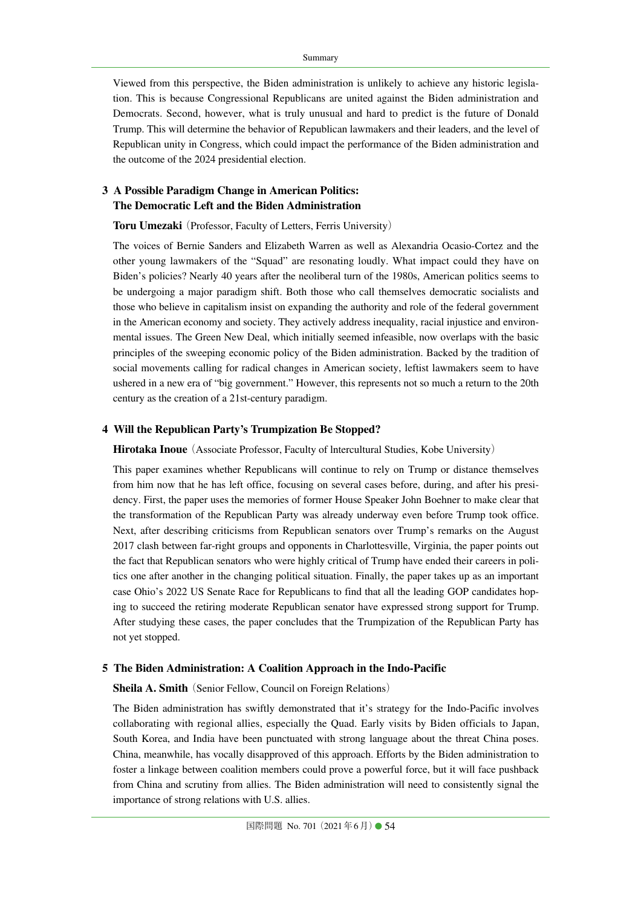Viewed from this perspective, the Biden administration is unlikely to achieve any historic legislation. This is because Congressional Republicans are united against the Biden administration and Democrats. Second, however, what is truly unusual and hard to predict is the future of Donald Trump. This will determine the behavior of Republican lawmakers and their leaders, and the level of Republican unity in Congress, which could impact the performance of the Biden administration and the outcome of the 2024 presidential election.

## 3 A Possible Paradigm Change in American Politics: The Democratic Left and the Biden Administration

**Toru Umezaki** (Professor, Faculty of Letters, Ferris University)

The voices of Bernie Sanders and Elizabeth Warren as well as Alexandria Ocasio-Cortez and the other young lawmakers of the "Squad" are resonating loudly. What impact could they have on Biden's policies? Nearly 40 years after the neoliberal turn of the 1980s, American politics seems to be undergoing a major paradigm shift. Both those who call themselves democratic socialists and those who believe in capitalism insist on expanding the authority and role of the federal government in the American economy and society. They actively address inequality, racial injustice and environmental issues. The Green New Deal, which initially seemed infeasible, now overlaps with the basic principles of the sweeping economic policy of the Biden administration. Backed by the tradition of social movements calling for radical changes in American society, leftist lawmakers seem to have ushered in a new era of "big government." However, this represents not so much a return to the 20th century as the creation of a 21st-century paradigm.

## 4 Will the Republican Party's Trumpization Be Stopped?

**Hirotaka Inoue** (Associate Professor, Faculty of lntercultural Studies, Kobe University)

This paper examines whether Republicans will continue to rely on Trump or distance themselves from him now that he has left office, focusing on several cases before, during, and after his presidency. First, the paper uses the memories of former House Speaker John Boehner to make clear that the transformation of the Republican Party was already underway even before Trump took office. Next, after describing criticisms from Republican senators over Trump's remarks on the August 2017 clash between far-right groups and opponents in Charlottesville, Virginia, the paper points out the fact that Republican senators who were highly critical of Trump have ended their careers in politics one after another in the changing political situation. Finally, the paper takes up as an important case Ohio's 2022 US Senate Race for Republicans to find that all the leading GOP candidates hoping to succeed the retiring moderate Republican senator have expressed strong support for Trump. After studying these cases, the paper concludes that the Trumpization of the Republican Party has not yet stopped.

## 5 The Biden Administration: A Coalition Approach in the Indo-Pacific

**Sheila A. Smith** (Senior Fellow, Council on Foreign Relations)

The Biden administration has swiftly demonstrated that it's strategy for the Indo-Pacific involves collaborating with regional allies, especially the Quad. Early visits by Biden officials to Japan, South Korea, and India have been punctuated with strong language about the threat China poses. China, meanwhile, has vocally disapproved of this approach. Efforts by the Biden administration to foster a linkage between coalition members could prove a powerful force, but it will face pushback from China and scrutiny from allies. The Biden administration will need to consistently signal the importance of strong relations with U.S. allies.